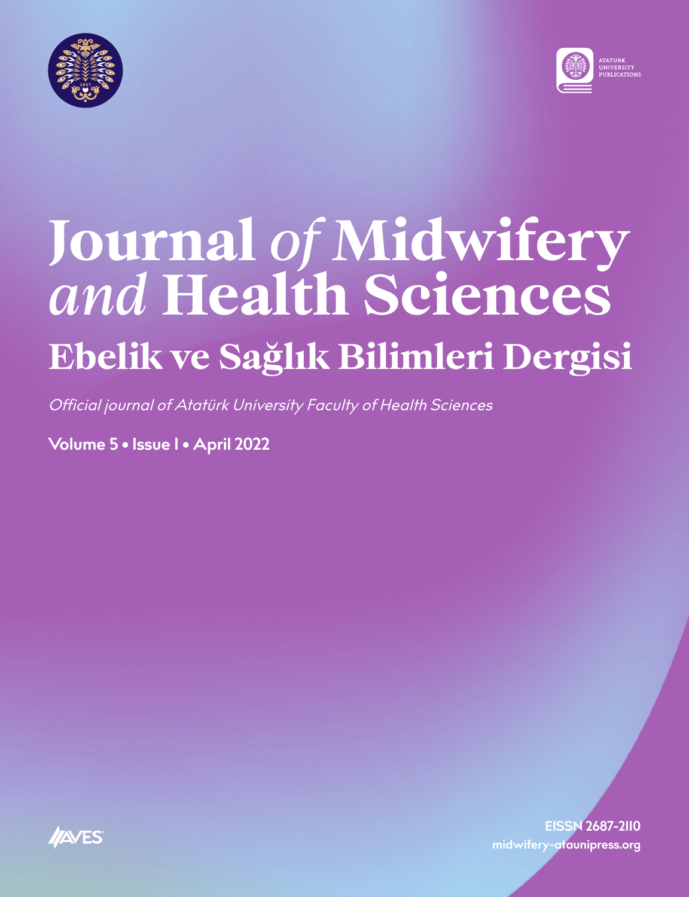ATATURK UNIVERSITY PUBLICATIONS

# Journal *of* Midwifery *and* Health Sciences

## Ebelik ve Sağlık Bilimleri Dergisi

*Official journal of Atatürk University Faculty of Health Sciences*

**Volume 5 • Issue 1 • April 2022**

AVES

**EISSN 2687-2110**
**midwifery-atauniprss.org**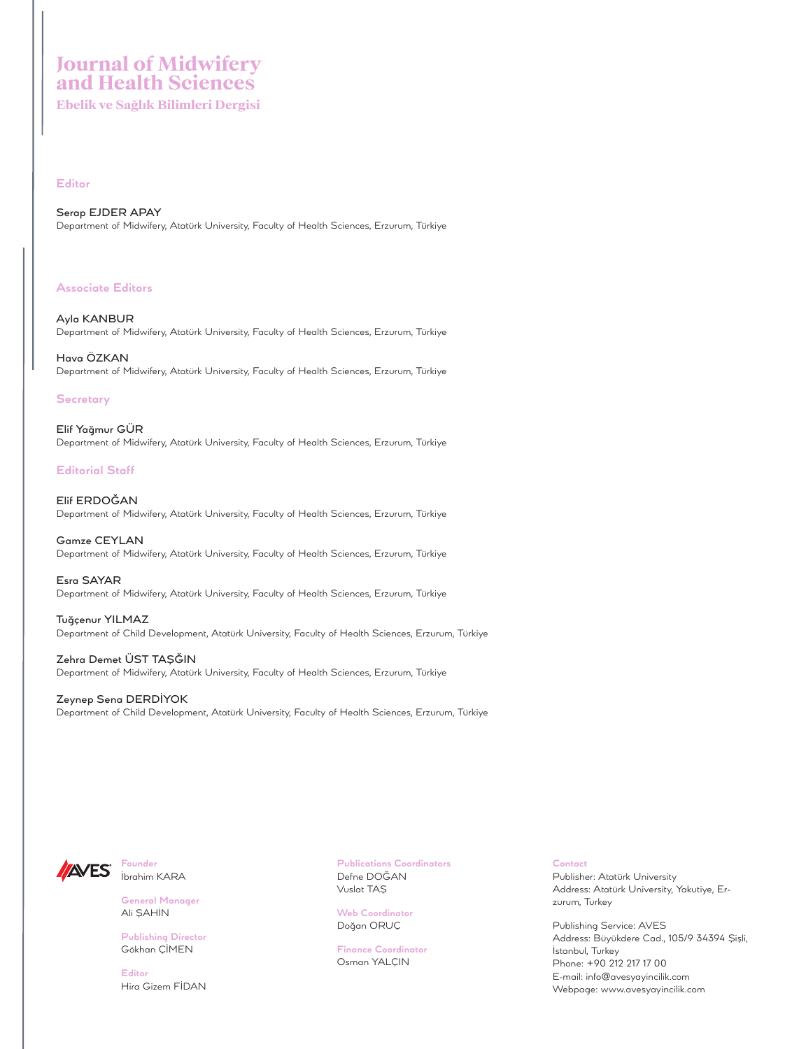# Journal of Midwifery and Health Sciences

**Ebelik ve Sağlık Bilimleri Dergisi**

## Editor

Serap EJDER APAY
Department of Midwifery, Atatürk University, Faculty of Health Sciences, Erzurum, Türkiye

## Associate Editors

Ayla KANBUR
Department of Midwifery, Atatürk University, Faculty of Health Sciences, Erzurum, Türkiye

Hava ÖZKAN
Department of Midwifery, Atatürk University, Faculty of Health Sciences, Erzurum, Türkiye

## Secretary

Elif Yağmur GÜR
Department of Midwifery, Atatürk University, Faculty of Health Sciences, Erzurum, Türkiye

## Editorial Staff

Elif ERDOĞAN
Department of Midwifery, Atatürk University, Faculty of Health Sciences, Erzurum, Türkiye

Gamze CEYLAN
Department of Midwifery, Atatürk University, Faculty of Health Sciences, Erzurum, Türkiye

Esra SAYAR
Department of Midwifery, Atatürk University, Faculty of Health Sciences, Erzurum, Türkiye

Tuğçenur YILMAZ
Department of Child Development, Atatürk University, Faculty of Health Sciences, Erzurum, Türkiye

Zehra Demet ÜST TAŞĞIN
Department of Midwifery, Atatürk University, Faculty of Health Sciences, Erzurum, Türkiye

Zeynep Sena DERDİYOK
Department of Child Development, Atatürk University, Faculty of Health Sciences, Erzurum, Türkiye

**Founder**
İbrahim KARA

**General Manager**
Ali ŞAHİN

**Publishing Director**
Gökhan ÇİMEN

**Editor**
Hira Gizem FİDAN

**Publications Coordinators**
Defne DOĞAN
Vuslat TAŞ

**Web Coordinator**
Doğan ORUÇ

**Finance Coordinator**
Osman YALÇIN

**Contact**
Publisher: Atatürk University
Address: Atatürk University, Yakutiye, Erzurum, Turkey

Publishing Service: AVES
Address: Büyükdere Cad., 105/9 34394 Şişli, İstanbul, Turkey
Phone: +90 212 217 17 00
E-mail: info@avesyayincilik.com
Webpage: www.avesyayincilik.com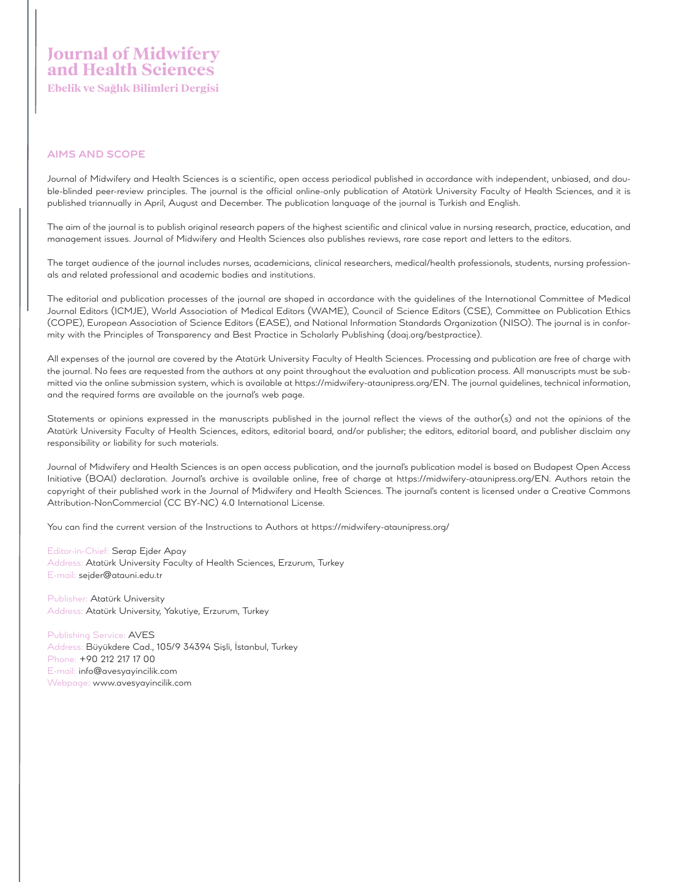# Journal of Midwifery and Health Sciences

**Ebelik ve Sağlık Bilimleri Dergisi**

## AIMS AND SCOPE

Journal of Midwifery and Health Sciences is a scientific, open access periodical published in accordance with independent, unbiased, and double-blinded peer-review principles. The journal is the official online-only publication of Atatürk University Faculty of Health Sciences, and it is published triannually in April, August and December. The publication language of the journal is Turkish and English.

The aim of the journal is to publish original research papers of the highest scientific and clinical value in nursing research, practice, education, and management issues. Journal of Midwifery and Health Sciences also publishes reviews, rare case report and letters to the editors.

The target audience of the journal includes nurses, academicians, clinical researchers, medical/health professionals, students, nursing professionals and related professional and academic bodies and institutions.

The editorial and publication processes of the journal are shaped in accordance with the guidelines of the International Committee of Medical Journal Editors (ICMJE), World Association of Medical Editors (WAME), Council of Science Editors (CSE), Committee on Publication Ethics (COPE), European Association of Science Editors (EASE), and National Information Standards Organization (NISO). The journal is in conformity with the Principles of Transparency and Best Practice in Scholarly Publishing (doaj.org/bestpractice).

All expenses of the journal are covered by the Atatürk University Faculty of Health Sciences. Processing and publication are free of charge with the journal. No fees are requested from the authors at any point throughout the evaluation and publication process. All manuscripts must be submitted via the online submission system, which is available at https://midwifery-ataunipress.org/EN. The journal guidelines, technical information, and the required forms are available on the journal's web page.

Statements or opinions expressed in the manuscripts published in the journal reflect the views of the author(s) and not the opinions of the Atatürk University Faculty of Health Sciences, editors, editorial board, and/or publisher; the editors, editorial board, and publisher disclaim any responsibility or liability for such materials.

Journal of Midwifery and Health Sciences is an open access publication, and the journal's publication model is based on Budapest Open Access Initiative (BOAI) declaration. Journal's archive is available online, free of charge at https://midwifery-ataunipress.org/EN. Authors retain the copyright of their published work in the Journal of Midwifery and Health Sciences. The journal's content is licensed under a Creative Commons Attribution-NonCommercial (CC BY-NC) 4.0 International License.

You can find the current version of the Instructions to Authors at https://midwifery-ataunipress.org/

Editor-in-Chief: Serap Ejder Apay
Address: Atatürk University Faculty of Health Sciences, Erzurum, Turkey
E-mail: sejder@atauni.edu.tr

Publisher: Atatürk University
Address: Atatürk University, Yakutiye, Erzurum, Turkey

Publishing Service: AVES
Address: Büyükdere Cad., 105/9 34394 Şişli, İstanbul, Turkey
Phone: +90 212 217 17 00
E-mail: info@avesyayincilik.com
Webpage: www.avesyayincilik.com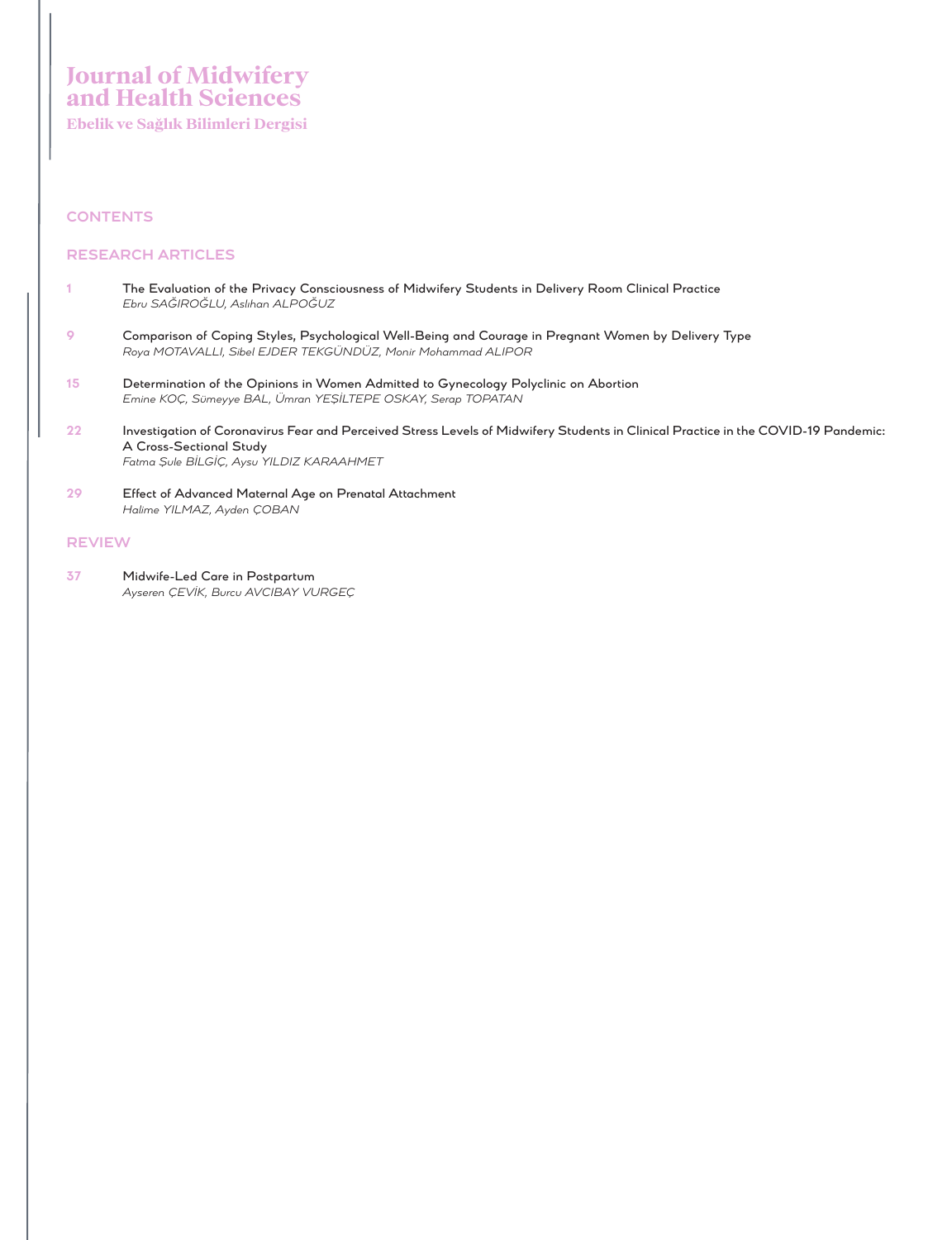# Journal of Midwifery and Health Sciences

**Ebelik ve Sağlık Bilimleri Dergisi**

## CONTENTS

## RESEARCH ARTICLES

**1** The Evaluation of the Privacy Consciousness of Midwifery Students in Delivery Room Clinical Practice
*Ebru SAĞIROĞLU, Aslıhan ALPOĞUZ*

**9** Comparison of Coping Styles, Psychological Well-Being and Courage in Pregnant Women by Delivery Type
*Roya MOTAVALLI, Sibel EJDER TEKGÜNDÜZ, Monir Mohammad ALIPOR*

**15** Determination of the Opinions in Women Admitted to Gynecology Polyclinic on Abortion
*Emine KOÇ, Sümeyye BAL, Ümran YEŞİLTEPE OSKAY, Serap TOPATAN*

**22** Investigation of Coronavirus Fear and Perceived Stress Levels of Midwifery Students in Clinical Practice in the COVID-19 Pandemic: A Cross-Sectional Study
*Fatma Şule BİLGİÇ, Aysu YILDIZ KARAAHMET*

**29** Effect of Advanced Maternal Age on Prenatal Attachment
*Halime YILMAZ, Ayden ÇOBAN*

## REVIEW

**37** Midwife-Led Care in Postpartum
*Ayseren ÇEVİK, Burcu AVCIBAY VURGEÇ*